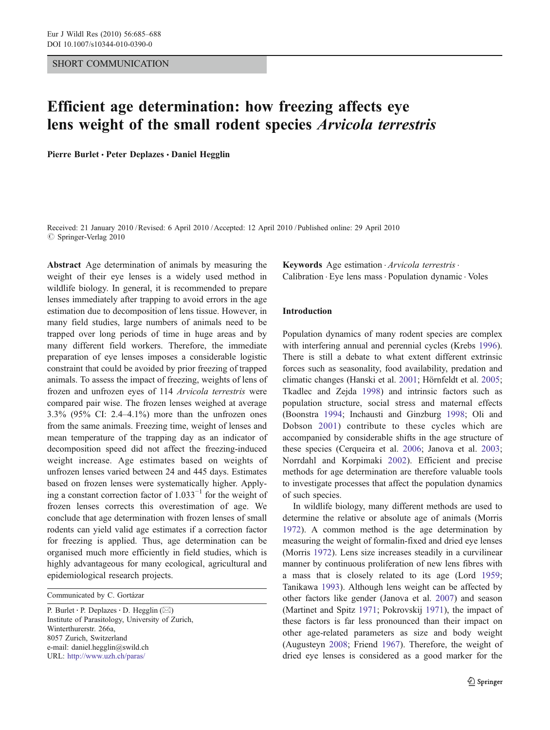SHORT COMMUNICATION

# Efficient age determination: how freezing affects eye lens weight of the small rodent species *Arvicola terrestris*

**Pierre Burlet · Peter Deplazes · Daniel Hegglin**

Received: 21 January 2010 / Revised: 6 April 2010 / Accepted: 12 April 2010 / Published online: 29 April 2010
© Springer-Verlag 2010

**Abstract** Age determination of animals by measuring the weight of their eye lenses is a widely used method in wildlife biology. In general, it is recommended to prepare lenses immediately after trapping to avoid errors in the age estimation due to decomposition of lens tissue. However, in many field studies, large numbers of animals need to be trapped over long periods of time in huge areas and by many different field workers. Therefore, the immediate preparation of eye lenses imposes a considerable logistic constraint that could be avoided by prior freezing of trapped animals. To assess the impact of freezing, weights of lens of frozen and unfrozen eyes of 114 *Arvicola terrestris* were compared pair wise. The frozen lenses weighed at average 3.3% (95% CI: 2.4–4.1%) more than the unfrozen ones from the same animals. Freezing time, weight of lenses and mean temperature of the trapping day as an indicator of decomposition speed did not affect the freezing-induced weight increase. Age estimates based on weights of unfrozen lenses varied between 24 and 445 days. Estimates based on frozen lenses were systematically higher. Applying a constant correction factor of $1.033^{-1}$ for the weight of frozen lenses corrects this overestimation of age. We conclude that age determination with frozen lenses of small rodents can yield valid age estimates if a correction factor for freezing is applied. Thus, age determination can be organised much more efficiently in field studies, which is highly advantageous for many ecological, agricultural and epidemiological research projects.

**Keywords** Age estimation · *Arvicola terrestris* · Calibration · Eye lens mass · Population dynamic · Voles

Communicated by C. Gortázar

P. Burlet · P. Deplazes · D. Hegglin (✉)
Institute of Parasitology, University of Zurich,
Winterthurerstr. 266a,
8057 Zurich, Switzerland
e-mail: daniel.hegglin@swild.ch
URL: http://www.uzh.ch/paras/

## Introduction

Population dynamics of many rodent species are complex with interfering annual and perennial cycles (Krebs 1996). There is still a debate to what extent different extrinsic forces such as seasonality, food availability, predation and climatic changes (Hanski et al. 2001; Hörnfeldt et al. 2005; Tkadlec and Zejda 1998) and intrinsic factors such as population structure, social stress and maternal effects (Boonstra 1994; Inchausti and Ginzburg 1998; Oli and Dobson 2001) contribute to these cycles which are accompanied by considerable shifts in the age structure of these species (Cerqueira et al. 2006; Janova et al. 2003; Norrdahl and Korpimaki 2002). Efficient and precise methods for age determination are therefore valuable tools to investigate processes that affect the population dynamics of such species.

In wildlife biology, many different methods are used to determine the relative or absolute age of animals (Morris 1972). A common method is the age determination by measuring the weight of formalin-fixed and dried eye lenses (Morris 1972). Lens size increases steadily in a curvilinear manner by continuous proliferation of new lens fibres with a mass that is closely related to its age (Lord 1959; Tanikawa 1993). Although lens weight can be affected by other factors like gender (Janova et al. 2007) and season (Martinet and Spitz 1971; Pokrovskij 1971), the impact of these factors is far less pronounced than their impact on other age-related parameters as size and body weight (Augusteyn 2008; Friend 1967). Therefore, the weight of dried eye lenses is considered as a good marker for the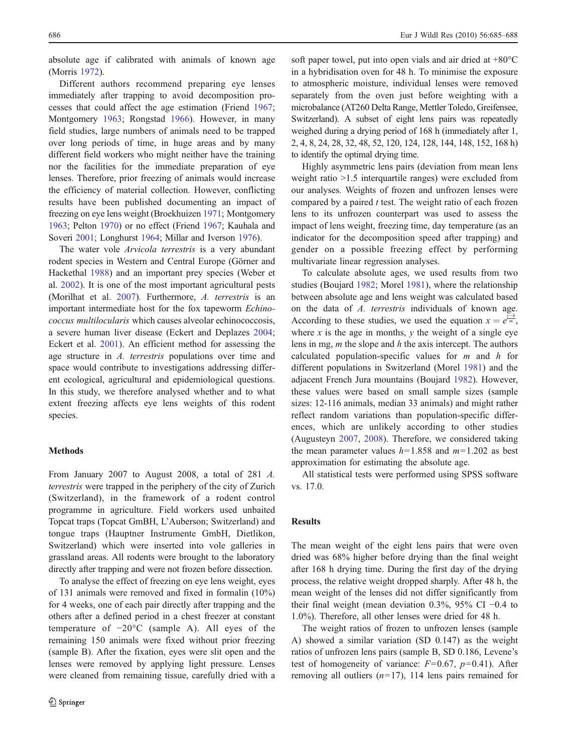absolute age if calibrated with animals of known age (Morris 1972).

Different authors recommend preparing eye lenses immediately after trapping to avoid decomposition processes that could affect the age estimation (Friend 1967; Montgomery 1963; Rongstad 1966). However, in many field studies, large numbers of animals need to be trapped over long periods of time, in huge areas and by many different field workers who might neither have the training nor the facilities for the immediate preparation of eye lenses. Therefore, prior freezing of animals would increase the efficiency of material collection. However, conflicting results have been published documenting an impact of freezing on eye lens weight (Broekhuizen 1971; Montgomery 1963; Pelton 1970) or no effect (Friend 1967; Kauhala and Soveri 2001; Longhurst 1964; Millar and Iverson 1976).

The water vole *Arvicola terrestris* is a very abundant rodent species in Western and Central Europe (Görner and Hackethal 1988) and an important prey species (Weber et al. 2002). It is one of the most important agricultural pests (Morilhat et al. 2007). Furthermore, *A. terrestris* is an important intermediate host for the fox tapeworm *Echinococcus multilocularis* which causes alveolar echinococcosis, a severe human liver disease (Eckert and Deplazes 2004; Eckert et al. 2001). An efficient method for assessing the age structure in *A. terrestris* populations over time and space would contribute to investigations addressing different ecological, agricultural and epidemiological questions. In this study, we therefore analysed whether and to what extent freezing affects eye lens weights of this rodent species.

## Methods

From January 2007 to August 2008, a total of 281 *A. terrestris* were trapped in the periphery of the city of Zurich (Switzerland), in the framework of a rodent control programme in agriculture. Field workers used unbaited Topcat traps (Topcat GmBH, L'Auberson; Switzerland) and tongue traps (Hauptner Instrumente GmbH, Dietlikon, Switzerland) which were inserted into vole galleries in grassland areas. All rodents were brought to the laboratory directly after trapping and were not frozen before dissection.

To analyse the effect of freezing on eye lens weight, eyes of 131 animals were removed and fixed in formalin (10%) for 4 weeks, one of each pair directly after trapping and the others after a defined period in a chest freezer at constant temperature of −20°C (sample A). All eyes of the remaining 150 animals were fixed without prior freezing (sample B). After the fixation, eyes were slit open and the lenses were removed by applying light pressure. Lenses were cleaned from remaining tissue, carefully dried with a soft paper towel, put into open vials and air dried at +80°C in a hybridisation oven for 48 h. To minimise the exposure to atmospheric moisture, individual lenses were removed separately from the oven just before weighting with a microbalance (AT260 Delta Range, Mettler Toledo, Greifensee, Switzerland). A subset of eight lens pairs was repeatedly weighed during a drying period of 168 h (immediately after 1, 2, 4, 8, 24, 28, 32, 48, 52, 120, 124, 128, 144, 148, 152, 168 h) to identify the optimal drying time.

Highly asymmetric lens pairs (deviation from mean lens weight ratio >1.5 interquartile ranges) were excluded from our analyses. Weights of frozen and unfrozen lenses were compared by a paired *t* test. The weight ratio of each frozen lens to its unfrozen counterpart was used to assess the impact of lens weight, freezing time, day temperature (as an indicator for the decomposition speed after trapping) and gender on a possible freezing effect by performing multivariate linear regression analyses.

To calculate absolute ages, we used results from two studies (Boujard 1982; Morel 1981), where the relationship between absolute age and lens weight was calculated based on the data of *A. terrestris* individuals of known age. According to these studies, we used the equation $x = e^{\frac{y-h}{m}}$, where *x* is the age in months, *y* the weight of a single eye lens in mg, *m* the slope and *h* the axis intercept. The authors calculated population-specific values for *m* and *h* for different populations in Switzerland (Morel 1981) and the adjacent French Jura mountains (Boujard 1982). However, these values were based on small sample sizes (sample sizes: 12-116 animals, median 33 animals) and might rather reflect random variations than population-specific differences, which are unlikely according to other studies (Augusteyn 2007, 2008). Therefore, we considered taking the mean parameter values $h=1.858$ and $m=1.202$ as best approximation for estimating the absolute age.

All statistical tests were performed using SPSS software vs. 17.0.

## Results

The mean weight of the eight lens pairs that were oven dried was 68% higher before drying than the final weight after 168 h drying time. During the first day of the drying process, the relative weight dropped sharply. After 48 h, the mean weight of the lenses did not differ significantly from their final weight (mean deviation 0.3%, 95% CI −0.4 to 1.0%). Therefore, all other lenses were dried for 48 h.

The weight ratios of frozen to unfrozen lenses (sample A) showed a similar variation (SD 0.147) as the weight ratios of unfrozen lens pairs (sample B, SD 0.186, Levene's test of homogeneity of variance: $F=0.67$, $p=0.41$). After removing all outliers ($n=17$), 114 lens pairs remained for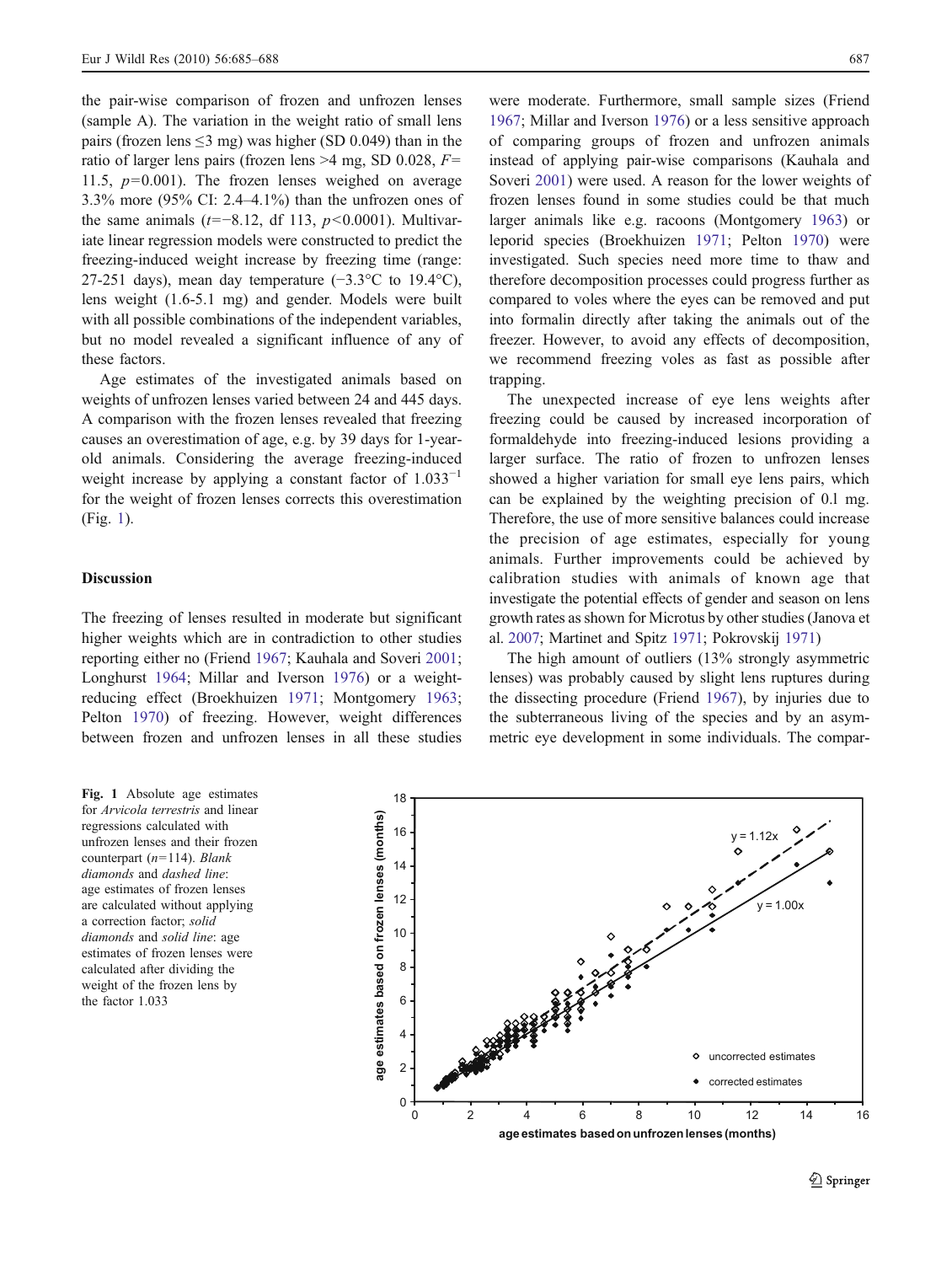the pair-wise comparison of frozen and unfrozen lenses (sample A). The variation in the weight ratio of small lens pairs (frozen lens ≤3 mg) was higher (SD 0.049) than in the ratio of larger lens pairs (frozen lens >4 mg, SD 0.028, $F=11.5$, $p=0.001$). The frozen lenses weighed on average 3.3% more (95% CI: 2.4–4.1%) than the unfrozen ones of the same animals ($t=-8.12$, df 113, $p<0.0001$). Multivariate linear regression models were constructed to predict the freezing-induced weight increase by freezing time (range: 27-251 days), mean day temperature (−3.3°C to 19.4°C), lens weight (1.6-5.1 mg) and gender. Models were built with all possible combinations of the independent variables, but no model revealed a significant influence of any of these factors.

Age estimates of the investigated animals based on weights of unfrozen lenses varied between 24 and 445 days. A comparison with the frozen lenses revealed that freezing causes an overestimation of age, e.g. by 39 days for 1-year-old animals. Considering the average freezing-induced weight increase by applying a constant factor of $1.033^{-1}$ for the weight of frozen lenses corrects this overestimation (Fig. 1).

## Discussion

The freezing of lenses resulted in moderate but significant higher weights which are in contradiction to other studies reporting either no (Friend 1967; Kauhala and Soveri 2001; Longhurst 1964; Millar and Iverson 1976) or a weight-reducing effect (Broekhuizen 1971; Montgomery 1963; Pelton 1970) of freezing. However, weight differences between frozen and unfrozen lenses in all these studies were moderate. Furthermore, small sample sizes (Friend 1967; Millar and Iverson 1976) or a less sensitive approach of comparing groups of frozen and unfrozen animals instead of applying pair-wise comparisons (Kauhala and Soveri 2001) were used. A reason for the lower weights of frozen lenses found in some studies could be that much larger animals like e.g. racoons (Montgomery 1963) or leporid species (Broekhuizen 1971; Pelton 1970) were investigated. Such species need more time to thaw and therefore decomposition processes could progress further as compared to voles where the eyes can be removed and put into formalin directly after taking the animals out of the freezer. However, to avoid any effects of decomposition, we recommend freezing voles as fast as possible after trapping.

The unexpected increase of eye lens weights after freezing could be caused by increased incorporation of formaldehyde into freezing-induced lesions providing a larger surface. The ratio of frozen to unfrozen lenses showed a higher variation for small eye lens pairs, which can be explained by the weighting precision of 0.1 mg. Therefore, the use of more sensitive balances could increase the precision of age estimates, especially for young animals. Further improvements could be achieved by calibration studies with animals of known age that investigate the potential effects of gender and season on lens growth rates as shown for Microtus by other studies (Janova et al. 2007; Martinet and Spitz 1971; Pokrovskij 1971)

The high amount of outliers (13% strongly asymmetric lenses) was probably caused by slight lens ruptures during the dissecting procedure (Friend 1967), by injuries due to the subterraneous living of the species and by an asymmetric eye development in some individuals. The compar-

**Fig. 1** Absolute age estimates for *Arvicola terrestris* and linear regressions calculated with unfrozen lenses and their frozen counterpart ($n=114$). *Blank diamonds* and *dashed line*: age estimates of frozen lenses are calculated without applying a correction factor; *solid diamonds* and *solid line*: age estimates of frozen lenses were calculated after dividing the weight of the frozen lens by the factor 1.033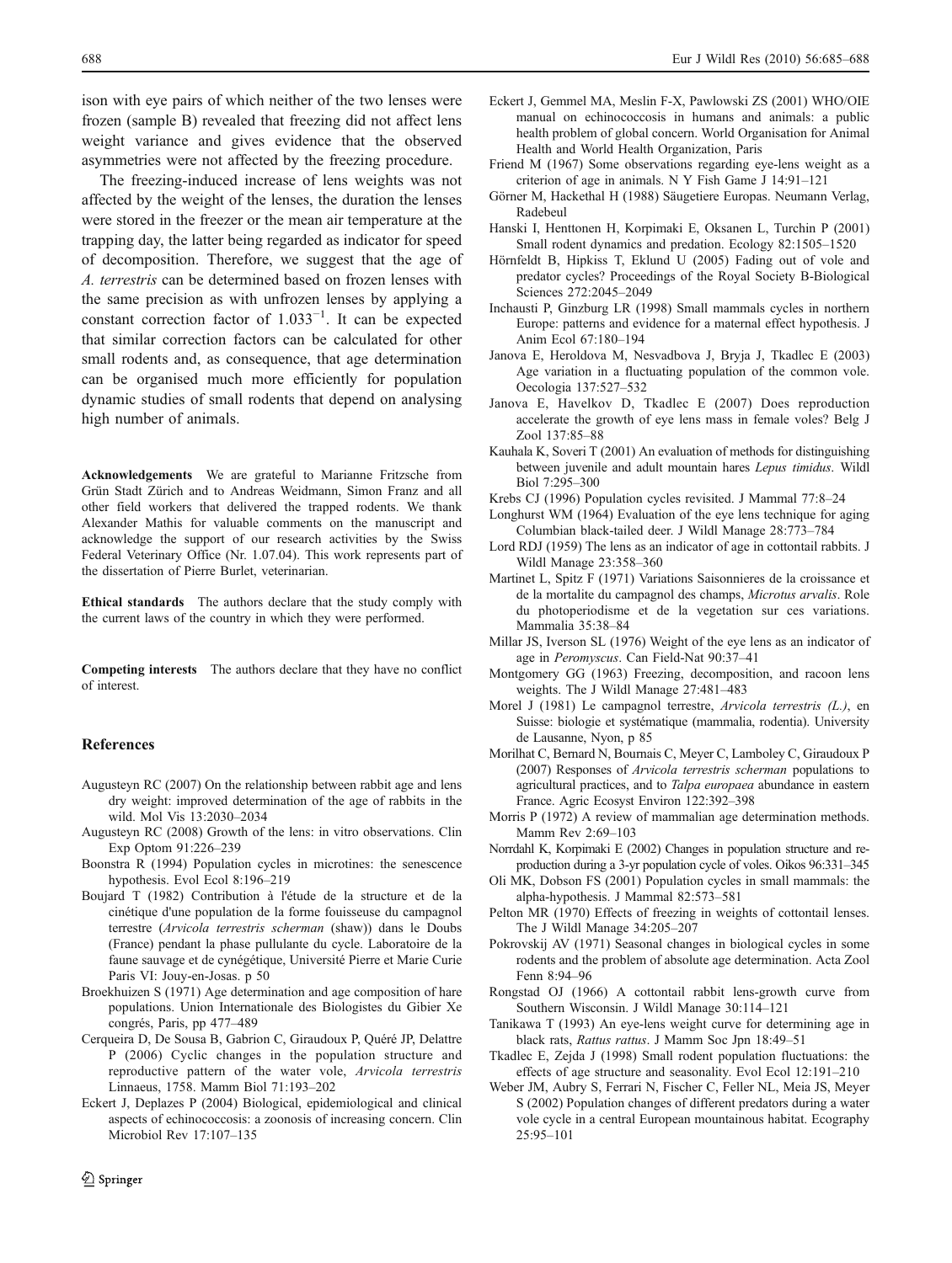ison with eye pairs of which neither of the two lenses were frozen (sample B) revealed that freezing did not affect lens weight variance and gives evidence that the observed asymmetries were not affected by the freezing procedure.

The freezing-induced increase of lens weights was not affected by the weight of the lenses, the duration the lenses were stored in the freezer or the mean air temperature at the trapping day, the latter being regarded as indicator for speed of decomposition. Therefore, we suggest that the age of *A. terrestris* can be determined based on frozen lenses with the same precision as with unfrozen lenses by applying a constant correction factor of $1.033^{-1}$. It can be expected that similar correction factors can be calculated for other small rodents and, as consequence, that age determination can be organised much more efficiently for population dynamic studies of small rodents that depend on analysing high number of animals.

**Acknowledgements** We are grateful to Marianne Fritzsche from Grün Stadt Zürich and to Andreas Weidmann, Simon Franz and all other field workers that delivered the trapped rodents. We thank Alexander Mathis for valuable comments on the manuscript and acknowledge the support of our research activities by the Swiss Federal Veterinary Office (Nr. 1.07.04). This work represents part of the dissertation of Pierre Burlet, veterinarian.

**Ethical standards** The authors declare that the study comply with the current laws of the country in which they were performed.

**Competing interests** The authors declare that they have no conflict of interest.

## References

Augusteyn RC (2007) On the relationship between rabbit age and lens dry weight: improved determination of the age of rabbits in the wild. Mol Vis 13:2030–2034

Augusteyn RC (2008) Growth of the lens: in vitro observations. Clin Exp Optom 91:226–239

Boonstra R (1994) Population cycles in microtines: the senescence hypothesis. Evol Ecol 8:196–219

Boujard T (1982) Contribution à l'étude de la structure et de la cinétique d'une population de la forme fouisseuse du campagnol terrestre (*Arvicola terrestris scherman* (shaw)) dans le Doubs (France) pendant la phase pullulante du cycle. Laboratoire de la faune sauvage et de cynégétique, Université Pierre et Marie Curie Paris VI: Jouy-en-Josas. p 50

Broekhuizen S (1971) Age determination and age composition of hare populations. Union Internationale des Biologistes du Gibier Xe congrés, Paris, pp 477–489

Cerqueira D, De Sousa B, Gabrion C, Giraudoux P, Quéré JP, Delattre P (2006) Cyclic changes in the population structure and reproductive pattern of the water vole, *Arvicola terrestris* Linnaeus, 1758. Mamm Biol 71:193–202

Eckert J, Deplazes P (2004) Biological, epidemiological and clinical aspects of echinococcosis: a zoonosis of increasing concern. Clin Microbiol Rev 17:107–135

Eckert J, Gemmel MA, Meslin F-X, Pawlowski ZS (2001) WHO/OIE manual on echinococcosis in humans and animals: a public health problem of global concern. World Organisation for Animal Health and World Health Organization, Paris

Friend M (1967) Some observations regarding eye-lens weight as a criterion of age in animals. N Y Fish Game J 14:91–121

Görner M, Hackethal H (1988) Säugetiere Europas. Neumann Verlag, Radebeul

Hanski I, Henttonen H, Korpimaki E, Oksanen L, Turchin P (2001) Small rodent dynamics and predation. Ecology 82:1505–1520

Hörnfeldt B, Hipkiss T, Eklund U (2005) Fading out of vole and predator cycles? Proceedings of the Royal Society B-Biological Sciences 272:2045–2049

Inchausti P, Ginzburg LR (1998) Small mammals cycles in northern Europe: patterns and evidence for a maternal effect hypothesis. J Anim Ecol 67:180–194

Janova E, Heroldova M, Nesvadbova J, Bryja J, Tkadlec E (2003) Age variation in a fluctuating population of the common vole. Oecologia 137:527–532

Janova E, Havelkov D, Tkadlec E (2007) Does reproduction accelerate the growth of eye lens mass in female voles? Belg J Zool 137:85–88

Kauhala K, Soveri T (2001) An evaluation of methods for distinguishing between juvenile and adult mountain hares *Lepus timidus*. Wildl Biol 7:295–300

Krebs CJ (1996) Population cycles revisited. J Mammal 77:8–24

Longhurst WM (1964) Evaluation of the eye lens technique for aging Columbian black-tailed deer. J Wildl Manage 28:773–784

Lord RDJ (1959) The lens as an indicator of age in cottontail rabbits. J Wildl Manage 23:358–360

Martinet L, Spitz F (1971) Variations Saisonnieres de la croissance et de la mortalite du campagnol des champs, *Microtus arvalis*. Role du photoperiodisme et de la vegetation sur ces variations. Mammalia 35:38–84

Millar JS, Iverson SL (1976) Weight of the eye lens as an indicator of age in *Peromyscus*. Can Field-Nat 90:37–41

Montgomery GG (1963) Freezing, decomposition, and racoon lens weights. The J Wildl Manage 27:481–483

Morel J (1981) Le campagnol terrestre, *Arvicola terrestris (L.)*, en Suisse: biologie et systématique (mammalia, rodentia). University de Lausanne, Nyon, p 85

Morilhat C, Bernard N, Bournais C, Meyer C, Lamboley C, Giraudoux P (2007) Responses of *Arvicola terrestris scherman* populations to agricultural practices, and to *Talpa europaea* abundance in eastern France. Agric Ecosyst Environ 122:392–398

Morris P (1972) A review of mammalian age determination methods. Mamm Rev 2:69–103

Norrdahl K, Korpimaki E (2002) Changes in population structure and reproduction during a 3-yr population cycle of voles. Oikos 96:331–345

Oli MK, Dobson FS (2001) Population cycles in small mammals: the alpha-hypothesis. J Mammal 82:573–581

Pelton MR (1970) Effects of freezing in weights of cottontail lenses. The J Wildl Manage 34:205–207

Pokrovskij AV (1971) Seasonal changes in biological cycles in some rodents and the problem of absolute age determination. Acta Zool Fenn 8:94–96

Rongstad OJ (1966) A cottontail rabbit lens-growth curve from Southern Wisconsin. J Wildl Manage 30:114–121

Tanikawa T (1993) An eye-lens weight curve for determining age in black rats, *Rattus rattus*. J Mamm Soc Jpn 18:49–51

Tkadlec E, Zejda J (1998) Small rodent population fluctuations: the effects of age structure and seasonality. Evol Ecol 12:191–210

Weber JM, Aubry S, Ferrari N, Fischer C, Feller NL, Meia JS, Meyer S (2002) Population changes of different predators during a water vole cycle in a central European mountainous habitat. Ecography 25:95–101